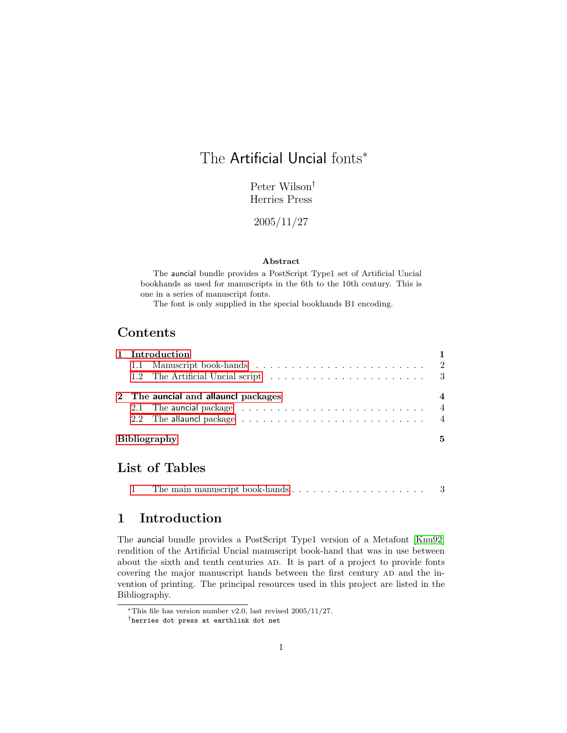# The Artificial Uncial fonts[*]

Peter Wilson[†]
Herries Press

2005/11/27

**Abstract**

The auncial bundle provides a PostScript Type1 set of Artificial Uncial bookhands as used for manuscripts in the 6th to the 10th century. This is one in a series of manuscript fonts.

The font is only supplied in the special bookhands B1 encoding.

## Contents

- **1 Introduction** — **1**
  - 1.1 Manuscript book-hands — 2
  - 1.2 The Artificial Uncial script — 3
- **2 The auncial and allauncl packages** — **4**
  - 2.1 The auncial package — 4
  - 2.2 The allauncl package — 4
- **Bibliography** — **5**

## List of Tables

- 1 The main manuscript book-hands — 3

## 1 Introduction

The auncial bundle provides a PostScript Type1 version of a Metafont [Knu92] rendition of the Artificial Uncial manuscript book-hand that was in use between about the sixth and tenth centuries AD. It is part of a project to provide fonts covering the major manuscript hands between the first century AD and the invention of printing. The principal resources used in this project are listed in the Bibliography.

---

[*] This file has version number v2.0, last revised 2005/11/27.

[†] `herries dot press at earthlink dot net`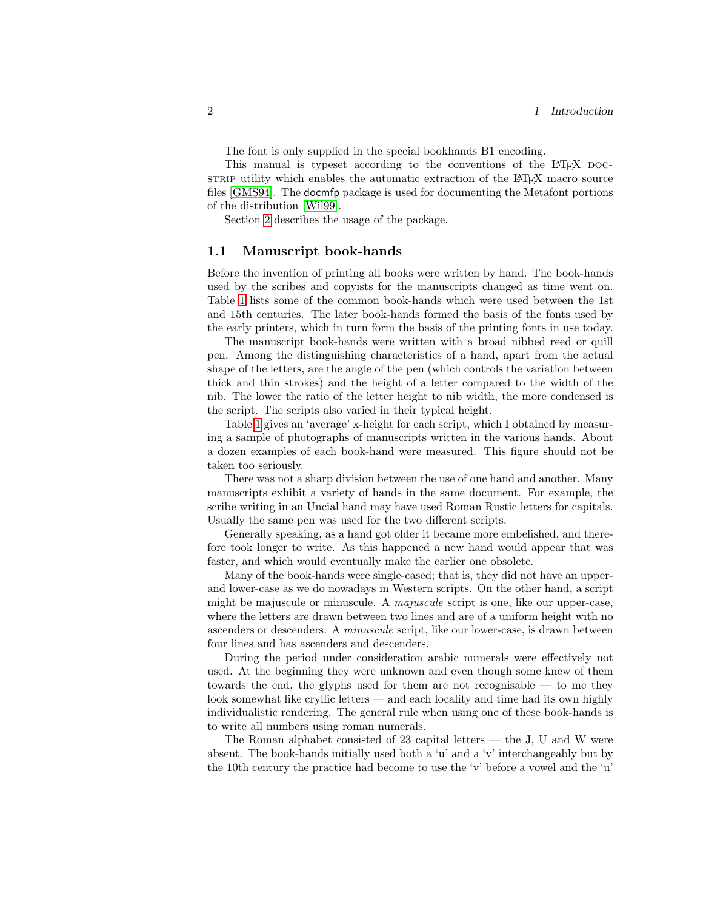The font is only supplied in the special bookhands B1 encoding.

This manual is typeset according to the conventions of the LaTeX DOCSTRIP utility which enables the automatic extraction of the LaTeX macro source files [GMS94]. The docmfp package is used for documenting the Metafont portions of the distribution [Wil99].

Section 2 describes the usage of the package.

## 1.1 Manuscript book-hands

Before the invention of printing all books were written by hand. The book-hands used by the scribes and copyists for the manuscripts changed as time went on. Table 1 lists some of the common book-hands which were used between the 1st and 15th centuries. The later book-hands formed the basis of the fonts used by the early printers, which in turn form the basis of the printing fonts in use today.

The manuscript book-hands were written with a broad nibbed reed or quill pen. Among the distinguishing characteristics of a hand, apart from the actual shape of the letters, are the angle of the pen (which controls the variation between thick and thin strokes) and the height of a letter compared to the width of the nib. The lower the ratio of the letter height to nib width, the more condensed is the script. The scripts also varied in their typical height.

Table 1 gives an 'average' x-height for each script, which I obtained by measuring a sample of photographs of manuscripts written in the various hands. About a dozen examples of each book-hand were measured. This figure should not be taken too seriously.

There was not a sharp division between the use of one hand and another. Many manuscripts exhibit a variety of hands in the same document. For example, the scribe writing in an Uncial hand may have used Roman Rustic letters for capitals. Usually the same pen was used for the two different scripts.

Generally speaking, as a hand got older it became more embelished, and therefore took longer to write. As this happened a new hand would appear that was faster, and which would eventually make the earlier one obsolete.

Many of the book-hands were single-cased; that is, they did not have an upper- and lower-case as we do nowadays in Western scripts. On the other hand, a script might be majuscule or minuscule. A *majuscule* script is one, like our upper-case, where the letters are drawn between two lines and are of a uniform height with no ascenders or descenders. A *minuscule* script, like our lower-case, is drawn between four lines and has ascenders and descenders.

During the period under consideration arabic numerals were effectively not used. At the beginning they were unknown and even though some knew of them towards the end, the glyphs used for them are not recognisable — to me they look somewhat like cryllic letters — and each locality and time had its own highly individualistic rendering. The general rule when using one of these book-hands is to write all numbers using roman numerals.

The Roman alphabet consisted of 23 capital letters — the J, U and W were absent. The book-hands initially used both a 'u' and a 'v' interchangeably but by the 10th century the practice had become to use the 'v' before a vowel and the 'u'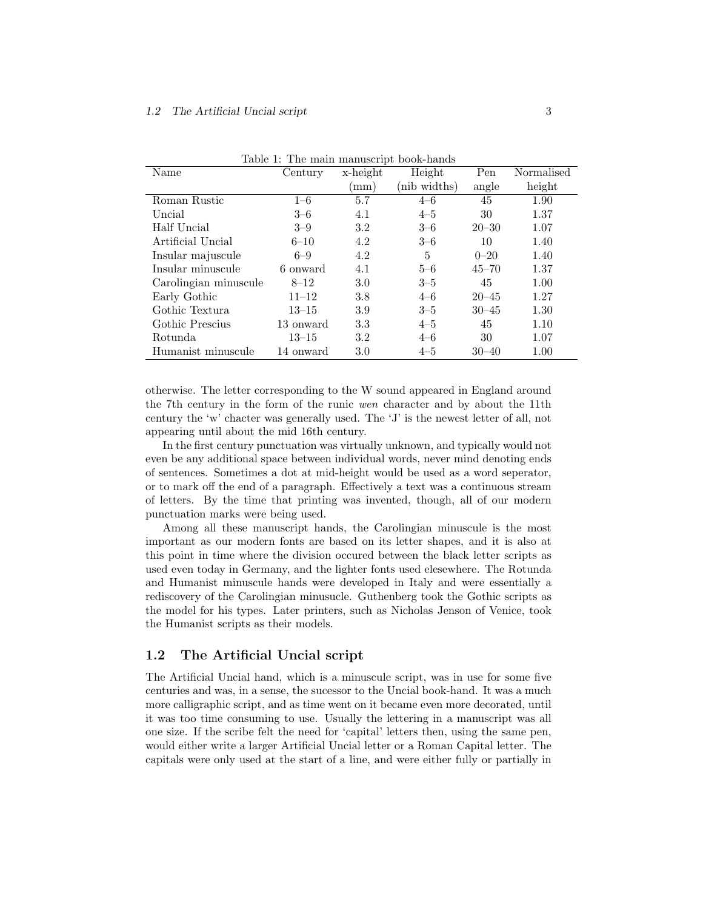Table 1: The main manuscript book-hands

| Name | Century | x-height (mm) | Height (nib widths) | Pen angle | Normalised height |
|---|---|---|---|---|---|
| Roman Rustic | 1–6 | 5.7 | 4–6 | 45 | 1.90 |
| Uncial | 3–6 | 4.1 | 4–5 | 30 | 1.37 |
| Half Uncial | 3–9 | 3.2 | 3–6 | 20–30 | 1.07 |
| Artificial Uncial | 6–10 | 4.2 | 3–6 | 10 | 1.40 |
| Insular majuscule | 6–9 | 4.2 | 5 | 0–20 | 1.40 |
| Insular minuscule | 6 onward | 4.1 | 5–6 | 45–70 | 1.37 |
| Carolingian minuscule | 8–12 | 3.0 | 3–5 | 45 | 1.00 |
| Early Gothic | 11–12 | 3.8 | 4–6 | 20–45 | 1.27 |
| Gothic Textura | 13–15 | 3.9 | 3–5 | 30–45 | 1.30 |
| Gothic Prescius | 13 onward | 3.3 | 4–5 | 45 | 1.10 |
| Rotunda | 13–15 | 3.2 | 4–6 | 30 | 1.07 |
| Humanist minuscule | 14 onward | 3.0 | 4–5 | 30–40 | 1.00 |

otherwise. The letter corresponding to the W sound appeared in England around the 7th century in the form of the runic *wen* character and by about the 11th century the 'w' chacter was generally used. The 'J' is the newest letter of all, not appearing until about the mid 16th century.

In the first century punctuation was virtually unknown, and typically would not even be any additional space between individual words, never mind denoting ends of sentences. Sometimes a dot at mid-height would be used as a word seperator, or to mark off the end of a paragraph. Effectively a text was a continuous stream of letters. By the time that printing was invented, though, all of our modern punctuation marks were being used.

Among all these manuscript hands, the Carolingian minuscule is the most important as our modern fonts are based on its letter shapes, and it is also at this point in time where the division occured between the black letter scripts as used even today in Germany, and the lighter fonts used elesewhere. The Rotunda and Humanist minuscule hands were developed in Italy and were essentially a rediscovery of the Carolingian minusucle. Guthenberg took the Gothic scripts as the model for his types. Later printers, such as Nicholas Jenson of Venice, took the Humanist scripts as their models.

## 1.2 The Artificial Uncial script

The Artificial Uncial hand, which is a minuscule script, was in use for some five centuries and was, in a sense, the sucessor to the Uncial book-hand. It was a much more calligraphic script, and as time went on it became even more decorated, until it was too time consuming to use. Usually the lettering in a manuscript was all one size. If the scribe felt the need for 'capital' letters then, using the same pen, would either write a larger Artificial Uncial letter or a Roman Capital letter. The capitals were only used at the start of a line, and were either fully or partially in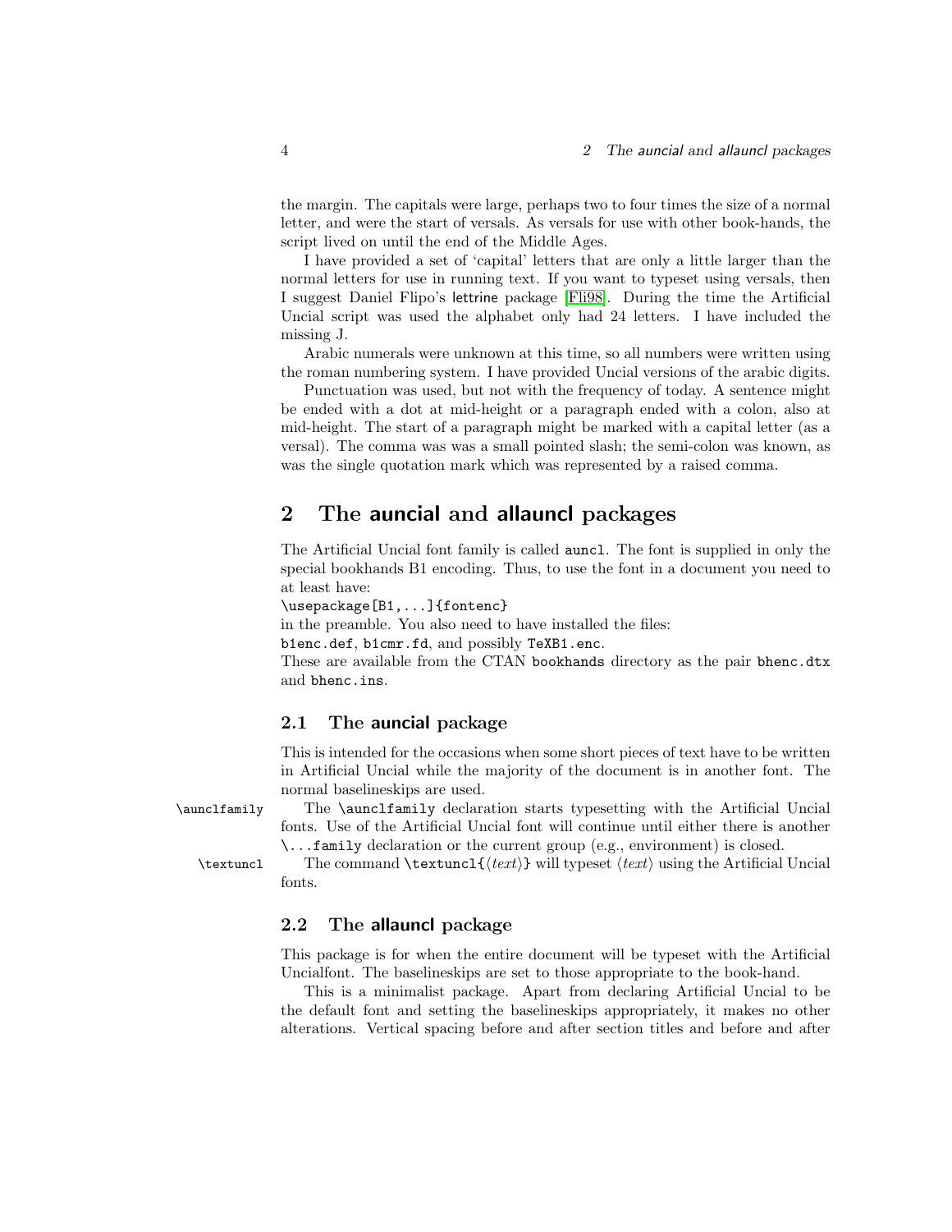the margin. The capitals were large, perhaps two to four times the size of a normal letter, and were the start of versals. As versals for use with other book-hands, the script lived on until the end of the Middle Ages.

I have provided a set of 'capital' letters that are only a little larger than the normal letters for use in running text. If you want to typeset using versals, then I suggest Daniel Flipo's lettrine package [Fli98]. During the time the Artificial Uncial script was used the alphabet only had 24 letters. I have included the missing J.

Arabic numerals were unknown at this time, so all numbers were written using the roman numbering system. I have provided Uncial versions of the arabic digits.

Punctuation was used, but not with the frequency of today. A sentence might be ended with a dot at mid-height or a paragraph ended with a colon, also at mid-height. The start of a paragraph might be marked with a capital letter (as a versal). The comma was was a small pointed slash; the semi-colon was known, as was the single quotation mark which was represented by a raised comma.

## 2 The auncial and allauncl packages

The Artificial Uncial font family is called `auncl`. The font is supplied in only the special bookhands B1 encoding. Thus, to use the font in a document you need to at least have:

`\usepackage[B1,...]{fontenc}`

in the preamble. You also need to have installed the files:

`b1enc.def`, `b1cmr.fd`, and possibly `TeXB1.enc`.

These are available from the CTAN `bookhands` directory as the pair `bhenc.dtx` and `bhenc.ins`.

### 2.1 The auncial package

This is intended for the occasions when some short pieces of text have to be written in Artificial Uncial while the majority of the document is in another font. The normal baselineskips are used.

`\aunclfamily` The `\aunclfamily` declaration starts typesetting with the Artificial Uncial fonts. Use of the Artificial Uncial font will continue until either there is another `\...family` declaration or the current group (e.g., environment) is closed.

`\textuncl` The command `\textuncl{`⟨*text*⟩`}` will typeset ⟨*text*⟩ using the Artificial Uncial fonts.

### 2.2 The allauncl package

This package is for when the entire document will be typeset with the Artificial Uncialfont. The baselineskips are set to those appropriate to the book-hand.

This is a minimalist package. Apart from declaring Artificial Uncial to be the default font and setting the baselineskips appropriately, it makes no other alterations. Vertical spacing before and after section titles and before and after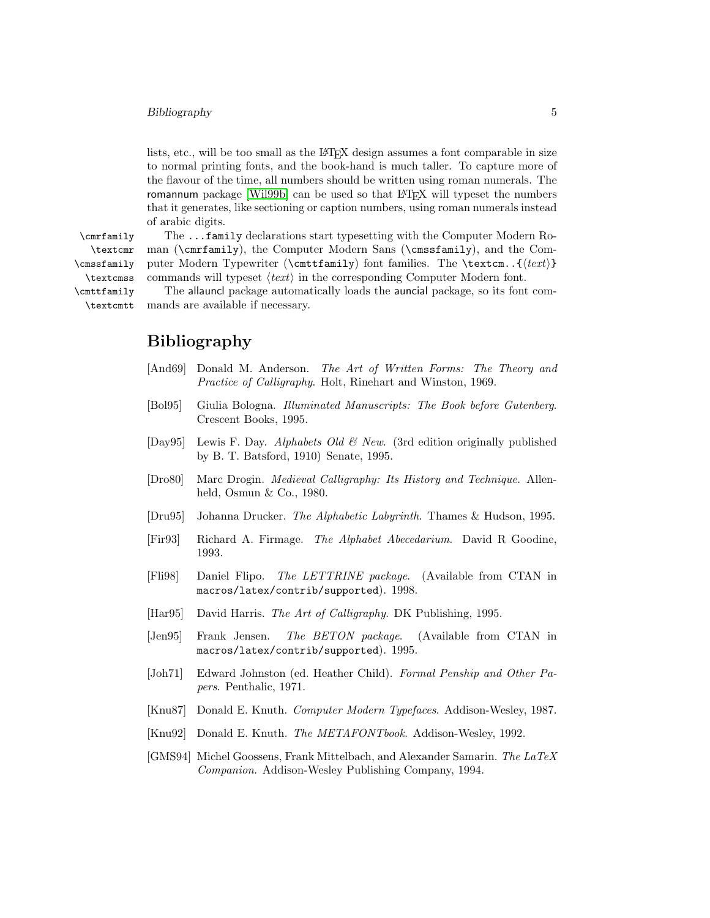lists, etc., will be too small as the LaTeX design assumes a font comparable in size to normal printing fonts, and the book-hand is much taller. To capture more of the flavour of the time, all numbers should be written using roman numerals. The romannum package [Wil99b] can be used so that LaTeX will typeset the numbers that it generates, like sectioning or caption numbers, using roman numerals instead of arabic digits.

`\cmrfamily` `\textcmr` `\cmssfamily` `\textcmss` `\cmttfamily` `\textcmtt`

The `...family` declarations start typesetting with the Computer Modern Roman (`\cmrfamily`), the Computer Modern Sans (`\cmssfamily`), and the Computer Modern Typewriter (`\cmttfamily`) font families. The `\textcm..{`⟨*text*⟩`}` commands will typeset ⟨*text*⟩ in the corresponding Computer Modern font.

The allauncl package automatically loads the auncial package, so its font commands are available if necessary.

# Bibliography

[And69] Donald M. Anderson. *The Art of Written Forms: The Theory and Practice of Calligraphy*. Holt, Rinehart and Winston, 1969.

[Bol95] Giulia Bologna. *Illuminated Manuscripts: The Book before Gutenberg*. Crescent Books, 1995.

[Day95] Lewis F. Day. *Alphabets Old & New*. (3rd edition originally published by B. T. Batsford, 1910) Senate, 1995.

[Dro80] Marc Drogin. *Medieval Calligraphy: Its History and Technique*. Allenheld, Osmun & Co., 1980.

[Dru95] Johanna Drucker. *The Alphabetic Labyrinth*. Thames & Hudson, 1995.

[Fir93] Richard A. Firmage. *The Alphabet Abecedarium*. David R Goodine, 1993.

[Fli98] Daniel Flipo. *The LETTRINE package*. (Available from CTAN in `macros/latex/contrib/supported`). 1998.

[Har95] David Harris. *The Art of Calligraphy*. DK Publishing, 1995.

[Jen95] Frank Jensen. *The BETON package*. (Available from CTAN in `macros/latex/contrib/supported`). 1995.

[Joh71] Edward Johnston (ed. Heather Child). *Formal Penship and Other Papers*. Penthalic, 1971.

[Knu87] Donald E. Knuth. *Computer Modern Typefaces*. Addison-Wesley, 1987.

[Knu92] Donald E. Knuth. *The METAFONTbook*. Addison-Wesley, 1992.

[GMS94] Michel Goossens, Frank Mittelbach, and Alexander Samarin. *The LaTeX Companion*. Addison-Wesley Publishing Company, 1994.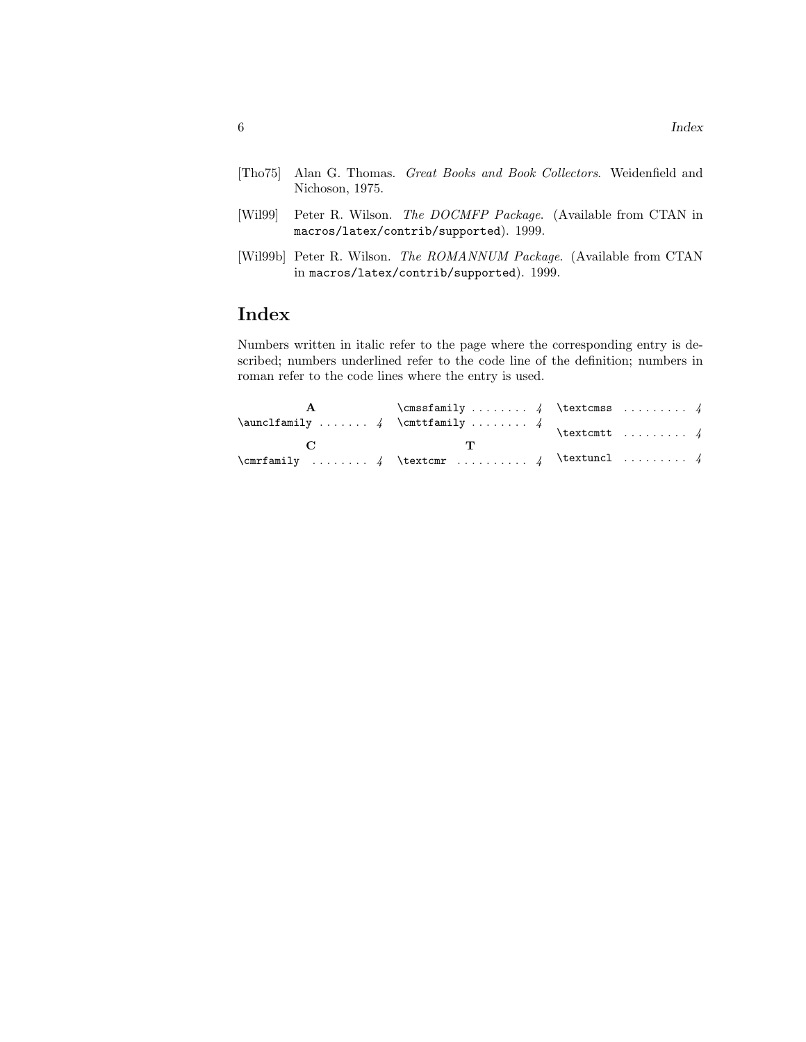[Tho75] Alan G. Thomas. *Great Books and Book Collectors*. Weidenfield and Nichoson, 1975.

[Wil99] Peter R. Wilson. *The DOCMFP Package*. (Available from CTAN in `macros/latex/contrib/supported`). 1999.

[Wil99b] Peter R. Wilson. *The ROMANNUM Package*. (Available from CTAN in `macros/latex/contrib/supported`). 1999.

# Index

Numbers written in italic refer to the page where the corresponding entry is described; numbers underlined refer to the code line of the definition; numbers in roman refer to the code lines where the entry is used.

**A**

`\aunclfamily` ....... *4*

**C**

`\cmrfamily` ........ *4*

`\cmssfamily` ........ *4*

`\cmttfamily` ........ *4*

**T**

`\textcmr` .......... *4*

`\textcmss` ......... *4*

`\textcmtt` ......... *4*

`\textuncl` ......... *4*